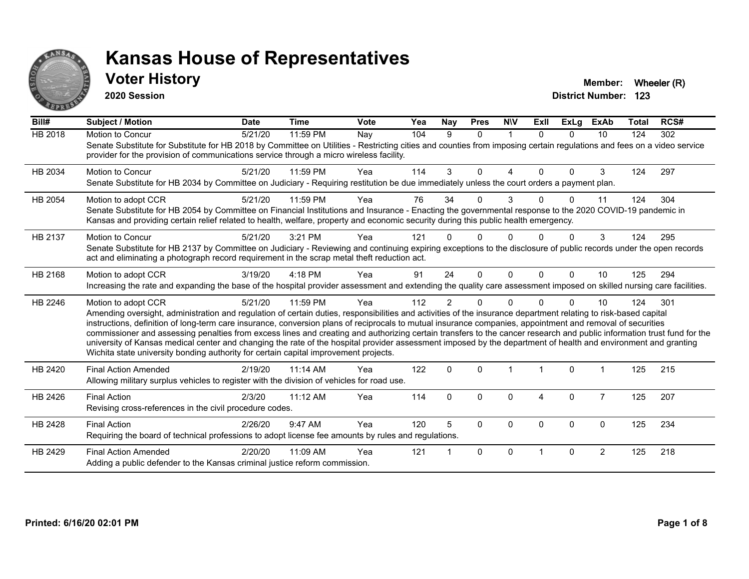# Kansas House of Representatives

## Voter History

**2020 Session**

**Member:** Wheeler (R)

**District Number:** 123

| Bill# | Subject / Motion | Date | Time | Vote | Yea | Nay | Pres | N\V | ExII | ExLg | ExAb | Total | RCS# |
|---|---|---|---|---|---|---|---|---|---|---|---|---|---|
| HB 2018 | Motion to Concur | 5/21/20 | 11:59 PM | Nay | 104 | 9 | 0 | 1 | 0 | 0 | 10 | 124 | 302 |
| | Senate Substitute for Substitute for HB 2018 by Committee on Utilities - Restricting cities and counties from imposing certain regulations and fees on a video service provider for the provision of communications service through a micro wireless facility. | | | | | | | | | | | | |
| HB 2034 | Motion to Concur | 5/21/20 | 11:59 PM | Yea | 114 | 3 | 0 | 4 | 0 | 0 | 3 | 124 | 297 |
| | Senate Substitute for HB 2034 by Committee on Judiciary - Requiring restitution be due immediately unless the court orders a payment plan. | | | | | | | | | | | | |
| HB 2054 | Motion to adopt CCR | 5/21/20 | 11:59 PM | Yea | 76 | 34 | 0 | 3 | 0 | 0 | 11 | 124 | 304 |
| | Senate Substitute for HB 2054 by Committee on Financial Institutions and Insurance - Enacting the governmental response to the 2020 COVID-19 pandemic in Kansas and providing certain relief related to health, welfare, property and economic security during this public health emergency. | | | | | | | | | | | | |
| HB 2137 | Motion to Concur | 5/21/20 | 3:21 PM | Yea | 121 | 0 | 0 | 0 | 0 | 0 | 3 | 124 | 295 |
| | Senate Substitute for HB 2137 by Committee on Judiciary - Reviewing and continuing expiring exceptions to the disclosure of public records under the open records act and eliminating a photograph record requirement in the scrap metal theft reduction act. | | | | | | | | | | | | |
| HB 2168 | Motion to adopt CCR | 3/19/20 | 4:18 PM | Yea | 91 | 24 | 0 | 0 | 0 | 0 | 10 | 125 | 294 |
| | Increasing the rate and expanding the base of the hospital provider assessment and extending the quality care assessment imposed on skilled nursing care facilities. | | | | | | | | | | | | |
| HB 2246 | Motion to adopt CCR | 5/21/20 | 11:59 PM | Yea | 112 | 2 | 0 | 0 | 0 | 0 | 10 | 124 | 301 |
| | Amending oversight, administration and regulation of certain duties, responsibilities and activities of the insurance department relating to risk-based capital instructions, definition of long-term care insurance, conversion plans of reciprocals to mutual insurance companies, appointment and removal of securities commissioner and assessing penalties from excess lines and creating and authorizing certain transfers to the cancer research and public information trust fund for the university of Kansas medical center and changing the rate of the hospital provider assessment imposed by the department of health and environment and granting Wichita state university bonding authority for certain capital improvement projects. | | | | | | | | | | | | |
| HB 2420 | Final Action Amended | 2/19/20 | 11:14 AM | Yea | 122 | 0 | 0 | 1 | 1 | 0 | 1 | 125 | 215 |
| | Allowing military surplus vehicles to register with the division of vehicles for road use. | | | | | | | | | | | | |
| HB 2426 | Final Action | 2/3/20 | 11:12 AM | Yea | 114 | 0 | 0 | 0 | 4 | 0 | 7 | 125 | 207 |
| | Revising cross-references in the civil procedure codes. | | | | | | | | | | | | |
| HB 2428 | Final Action | 2/26/20 | 9:47 AM | Yea | 120 | 5 | 0 | 0 | 0 | 0 | 0 | 125 | 234 |
| | Requiring the board of technical professions to adopt license fee amounts by rules and regulations. | | | | | | | | | | | | |
| HB 2429 | Final Action Amended | 2/20/20 | 11:09 AM | Yea | 121 | 1 | 0 | 0 | 1 | 0 | 2 | 125 | 218 |
| | Adding a public defender to the Kansas criminal justice reform commission. | | | | | | | | | | | | |

**Printed: 6/16/20 02:01 PM**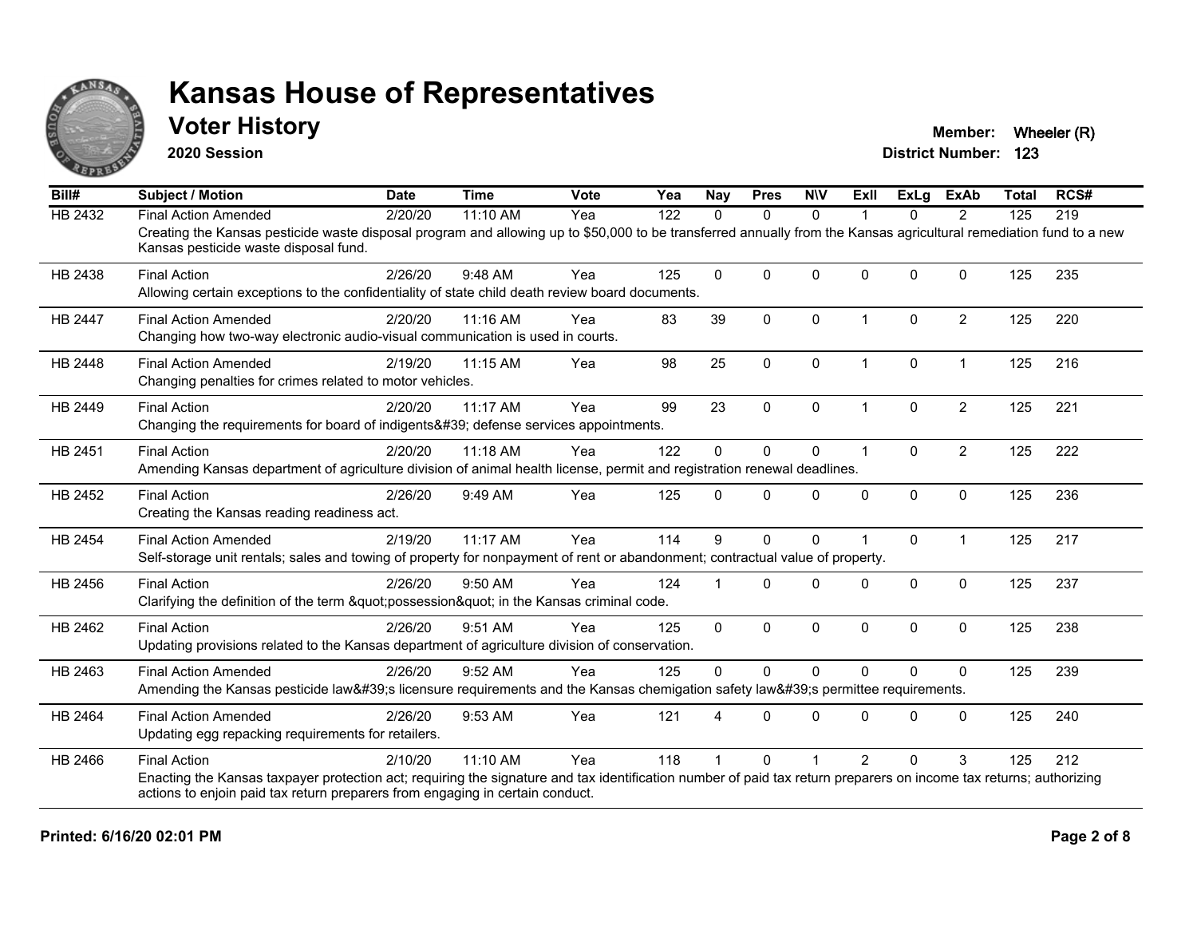# Kansas House of Representatives

## Voter History

**2020 Session**

**Member:** Wheeler (R)

**District Number:** 123

| Bill# | Subject / Motion | Date | Time | Vote | Yea | Nay | Pres | N\V | ExII | ExLg | ExAb | Total | RCS# |
|---|---|---|---|---|---|---|---|---|---|---|---|---|---|
| HB 2432 | Final Action Amended | 2/20/20 | 11:10 AM | Yea | 122 | 0 | 0 | 0 | 1 | 0 | 2 | 125 | 219 |
| | Creating the Kansas pesticide waste disposal program and allowing up to $50,000 to be transferred annually from the Kansas agricultural remediation fund to a new Kansas pesticide waste disposal fund. | | | | | | | | | | | | |
| HB 2438 | Final Action | 2/26/20 | 9:48 AM | Yea | 125 | 0 | 0 | 0 | 0 | 0 | 0 | 125 | 235 |
| | Allowing certain exceptions to the confidentiality of state child death review board documents. | | | | | | | | | | | | |
| HB 2447 | Final Action Amended | 2/20/20 | 11:16 AM | Yea | 83 | 39 | 0 | 0 | 1 | 0 | 2 | 125 | 220 |
| | Changing how two-way electronic audio-visual communication is used in courts. | | | | | | | | | | | | |
| HB 2448 | Final Action Amended | 2/19/20 | 11:15 AM | Yea | 98 | 25 | 0 | 0 | 1 | 0 | 1 | 125 | 216 |
| | Changing penalties for crimes related to motor vehicles. | | | | | | | | | | | | |
| HB 2449 | Final Action | 2/20/20 | 11:17 AM | Yea | 99 | 23 | 0 | 0 | 1 | 0 | 2 | 125 | 221 |
| | Changing the requirements for board of indigents&#39; defense services appointments. | | | | | | | | | | | | |
| HB 2451 | Final Action | 2/20/20 | 11:18 AM | Yea | 122 | 0 | 0 | 0 | 1 | 0 | 2 | 125 | 222 |
| | Amending Kansas department of agriculture division of animal health license, permit and registration renewal deadlines. | | | | | | | | | | | | |
| HB 2452 | Final Action | 2/26/20 | 9:49 AM | Yea | 125 | 0 | 0 | 0 | 0 | 0 | 0 | 125 | 236 |
| | Creating the Kansas reading readiness act. | | | | | | | | | | | | |
| HB 2454 | Final Action Amended | 2/19/20 | 11:17 AM | Yea | 114 | 9 | 0 | 0 | 1 | 0 | 1 | 125 | 217 |
| | Self-storage unit rentals; sales and towing of property for nonpayment of rent or abandonment; contractual value of property. | | | | | | | | | | | | |
| HB 2456 | Final Action | 2/26/20 | 9:50 AM | Yea | 124 | 1 | 0 | 0 | 0 | 0 | 0 | 125 | 237 |
| | Clarifying the definition of the term &quot;possession&quot; in the Kansas criminal code. | | | | | | | | | | | | |
| HB 2462 | Final Action | 2/26/20 | 9:51 AM | Yea | 125 | 0 | 0 | 0 | 0 | 0 | 0 | 125 | 238 |
| | Updating provisions related to the Kansas department of agriculture division of conservation. | | | | | | | | | | | | |
| HB 2463 | Final Action Amended | 2/26/20 | 9:52 AM | Yea | 125 | 0 | 0 | 0 | 0 | 0 | 0 | 125 | 239 |
| | Amending the Kansas pesticide law&#39;s licensure requirements and the Kansas chemigation safety law&#39;s permittee requirements. | | | | | | | | | | | | |
| HB 2464 | Final Action Amended | 2/26/20 | 9:53 AM | Yea | 121 | 4 | 0 | 0 | 0 | 0 | 0 | 125 | 240 |
| | Updating egg repacking requirements for retailers. | | | | | | | | | | | | |
| HB 2466 | Final Action | 2/10/20 | 11:10 AM | Yea | 118 | 1 | 0 | 1 | 2 | 0 | 3 | 125 | 212 |
| | Enacting the Kansas taxpayer protection act; requiring the signature and tax identification number of paid tax return preparers on income tax returns; authorizing actions to enjoin paid tax return preparers from engaging in certain conduct. | | | | | | | | | | | | |

**Printed: 6/16/20 02:01 PM**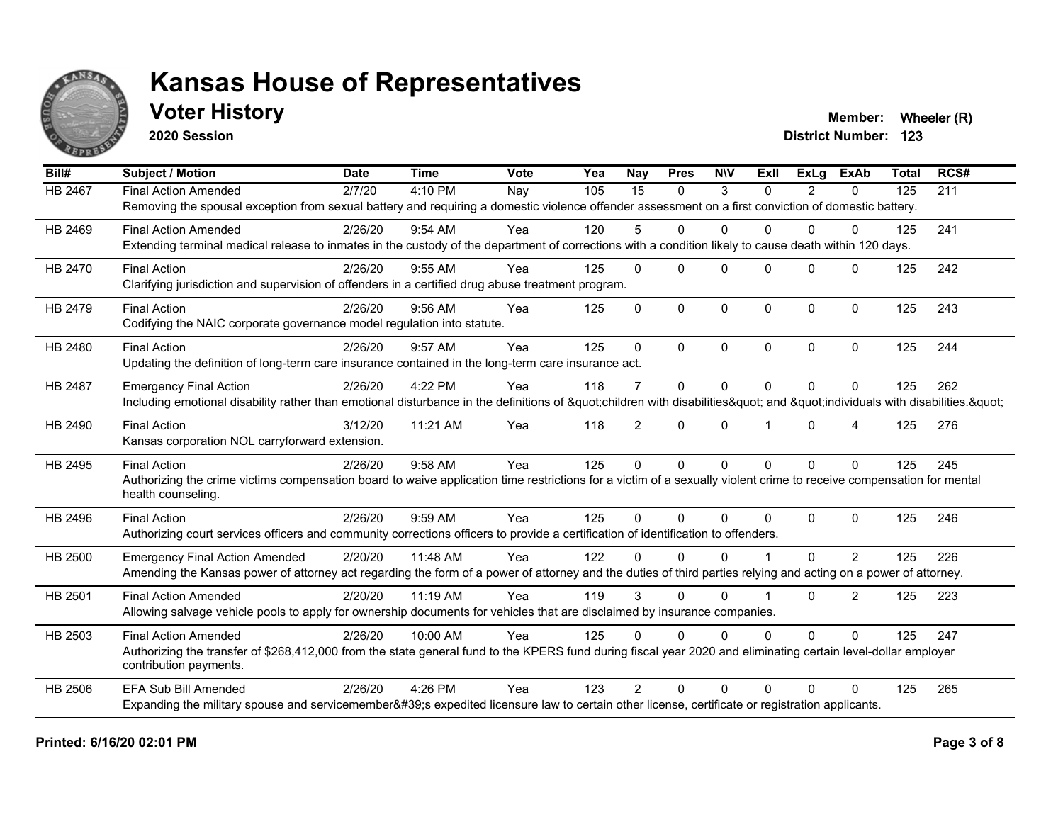# Kansas House of Representatives

## Voter History

**2020 Session**

**Member:** Wheeler (R)
**District Number:** 123

| Bill# | Subject / Motion | Date | Time | Vote | Yea | Nay | Pres | N\V | ExII | ExLg | ExAb | Total | RCS# |
|---|---|---|---|---|---|---|---|---|---|---|---|---|---|
| HB 2467 | Final Action Amended | 2/7/20 | 4:10 PM | Nay | 105 | 15 | 0 | 3 | 0 | 2 | 0 | 125 | 211 |
| | Removing the spousal exception from sexual battery and requiring a domestic violence offender assessment on a first conviction of domestic battery. | | | | | | | | | | | | |
| HB 2469 | Final Action Amended | 2/26/20 | 9:54 AM | Yea | 120 | 5 | 0 | 0 | 0 | 0 | 0 | 125 | 241 |
| | Extending terminal medical release to inmates in the custody of the department of corrections with a condition likely to cause death within 120 days. | | | | | | | | | | | | |
| HB 2470 | Final Action | 2/26/20 | 9:55 AM | Yea | 125 | 0 | 0 | 0 | 0 | 0 | 0 | 125 | 242 |
| | Clarifying jurisdiction and supervision of offenders in a certified drug abuse treatment program. | | | | | | | | | | | | |
| HB 2479 | Final Action | 2/26/20 | 9:56 AM | Yea | 125 | 0 | 0 | 0 | 0 | 0 | 0 | 125 | 243 |
| | Codifying the NAIC corporate governance model regulation into statute. | | | | | | | | | | | | |
| HB 2480 | Final Action | 2/26/20 | 9:57 AM | Yea | 125 | 0 | 0 | 0 | 0 | 0 | 0 | 125 | 244 |
| | Updating the definition of long-term care insurance contained in the long-term care insurance act. | | | | | | | | | | | | |
| HB 2487 | Emergency Final Action | 2/26/20 | 4:22 PM | Yea | 118 | 7 | 0 | 0 | 0 | 0 | 0 | 125 | 262 |
| | Including emotional disability rather than emotional disturbance in the definitions of &quot;children with disabilities&quot; and &quot;individuals with disabilities.&quot; | | | | | | | | | | | | |
| HB 2490 | Final Action | 3/12/20 | 11:21 AM | Yea | 118 | 2 | 0 | 0 | 1 | 0 | 4 | 125 | 276 |
| | Kansas corporation NOL carryforward extension. | | | | | | | | | | | | |
| HB 2495 | Final Action | 2/26/20 | 9:58 AM | Yea | 125 | 0 | 0 | 0 | 0 | 0 | 0 | 125 | 245 |
| | Authorizing the crime victims compensation board to waive application time restrictions for a victim of a sexually violent crime to receive compensation for mental health counseling. | | | | | | | | | | | | |
| HB 2496 | Final Action | 2/26/20 | 9:59 AM | Yea | 125 | 0 | 0 | 0 | 0 | 0 | 0 | 125 | 246 |
| | Authorizing court services officers and community corrections officers to provide a certification of identification to offenders. | | | | | | | | | | | | |
| HB 2500 | Emergency Final Action Amended | 2/20/20 | 11:48 AM | Yea | 122 | 0 | 0 | 0 | 1 | 0 | 2 | 125 | 226 |
| | Amending the Kansas power of attorney act regarding the form of a power of attorney and the duties of third parties relying and acting on a power of attorney. | | | | | | | | | | | | |
| HB 2501 | Final Action Amended | 2/20/20 | 11:19 AM | Yea | 119 | 3 | 0 | 0 | 1 | 0 | 2 | 125 | 223 |
| | Allowing salvage vehicle pools to apply for ownership documents for vehicles that are disclaimed by insurance companies. | | | | | | | | | | | | |
| HB 2503 | Final Action Amended | 2/26/20 | 10:00 AM | Yea | 125 | 0 | 0 | 0 | 0 | 0 | 0 | 125 | 247 |
| | Authorizing the transfer of $268,412,000 from the state general fund to the KPERS fund during fiscal year 2020 and eliminating certain level-dollar employer contribution payments. | | | | | | | | | | | | |
| HB 2506 | EFA Sub Bill Amended | 2/26/20 | 4:26 PM | Yea | 123 | 2 | 0 | 0 | 0 | 0 | 0 | 125 | 265 |
| | Expanding the military spouse and servicemember&#39;s expedited licensure law to certain other license, certificate or registration applicants. | | | | | | | | | | | | |

**Printed: 6/16/20 02:01 PM**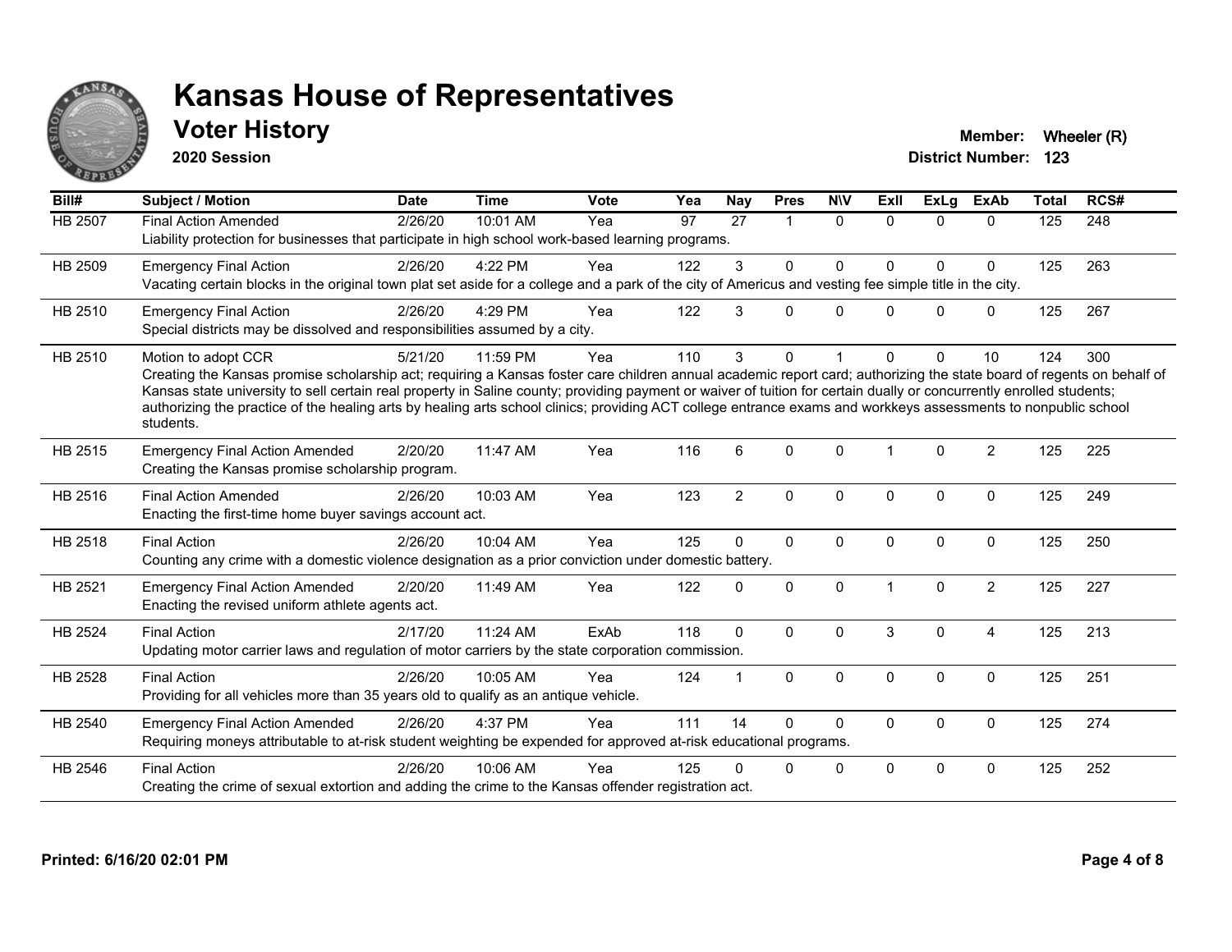# Kansas House of Representatives

## Voter History

**2020 Session**

**Member:** Wheeler (R)
**District Number:** 123

| Bill# | Subject / Motion | Date | Time | Vote | Yea | Nay | Pres | N\V | ExII | ExLg | ExAb | Total | RCS# |
|---|---|---|---|---|---|---|---|---|---|---|---|---|---|
| HB 2507 | Final Action Amended | 2/26/20 | 10:01 AM | Yea | 97 | 27 | 1 | 0 | 0 | 0 | 0 | 125 | 248 |
| | Liability protection for businesses that participate in high school work-based learning programs. | | | | | | | | | | | | |
| HB 2509 | Emergency Final Action | 2/26/20 | 4:22 PM | Yea | 122 | 3 | 0 | 0 | 0 | 0 | 0 | 125 | 263 |
| | Vacating certain blocks in the original town plat set aside for a college and a park of the city of Americus and vesting fee simple title in the city. | | | | | | | | | | | | |
| HB 2510 | Emergency Final Action | 2/26/20 | 4:29 PM | Yea | 122 | 3 | 0 | 0 | 0 | 0 | 0 | 125 | 267 |
| | Special districts may be dissolved and responsibilities assumed by a city. | | | | | | | | | | | | |
| HB 2510 | Motion to adopt CCR | 5/21/20 | 11:59 PM | Yea | 110 | 3 | 0 | 1 | 0 | 0 | 10 | 124 | 300 |
| | Creating the Kansas promise scholarship act; requiring a Kansas foster care children annual academic report card; authorizing the state board of regents on behalf of Kansas state university to sell certain real property in Saline county; providing payment or waiver of tuition for certain dually or concurrently enrolled students; authorizing the practice of the healing arts by healing arts school clinics; providing ACT college entrance exams and workkeys assessments to nonpublic school students. | | | | | | | | | | | | |
| HB 2515 | Emergency Final Action Amended | 2/20/20 | 11:47 AM | Yea | 116 | 6 | 0 | 0 | 1 | 0 | 2 | 125 | 225 |
| | Creating the Kansas promise scholarship program. | | | | | | | | | | | | |
| HB 2516 | Final Action Amended | 2/26/20 | 10:03 AM | Yea | 123 | 2 | 0 | 0 | 0 | 0 | 0 | 125 | 249 |
| | Enacting the first-time home buyer savings account act. | | | | | | | | | | | | |
| HB 2518 | Final Action | 2/26/20 | 10:04 AM | Yea | 125 | 0 | 0 | 0 | 0 | 0 | 0 | 125 | 250 |
| | Counting any crime with a domestic violence designation as a prior conviction under domestic battery. | | | | | | | | | | | | |
| HB 2521 | Emergency Final Action Amended | 2/20/20 | 11:49 AM | Yea | 122 | 0 | 0 | 0 | 1 | 0 | 2 | 125 | 227 |
| | Enacting the revised uniform athlete agents act. | | | | | | | | | | | | |
| HB 2524 | Final Action | 2/17/20 | 11:24 AM | ExAb | 118 | 0 | 0 | 0 | 3 | 0 | 4 | 125 | 213 |
| | Updating motor carrier laws and regulation of motor carriers by the state corporation commission. | | | | | | | | | | | | |
| HB 2528 | Final Action | 2/26/20 | 10:05 AM | Yea | 124 | 1 | 0 | 0 | 0 | 0 | 0 | 125 | 251 |
| | Providing for all vehicles more than 35 years old to qualify as an antique vehicle. | | | | | | | | | | | | |
| HB 2540 | Emergency Final Action Amended | 2/26/20 | 4:37 PM | Yea | 111 | 14 | 0 | 0 | 0 | 0 | 0 | 125 | 274 |
| | Requiring moneys attributable to at-risk student weighting be expended for approved at-risk educational programs. | | | | | | | | | | | | |
| HB 2546 | Final Action | 2/26/20 | 10:06 AM | Yea | 125 | 0 | 0 | 0 | 0 | 0 | 0 | 125 | 252 |
| | Creating the crime of sexual extortion and adding the crime to the Kansas offender registration act. | | | | | | | | | | | | |

**Printed: 6/16/20 02:01 PM**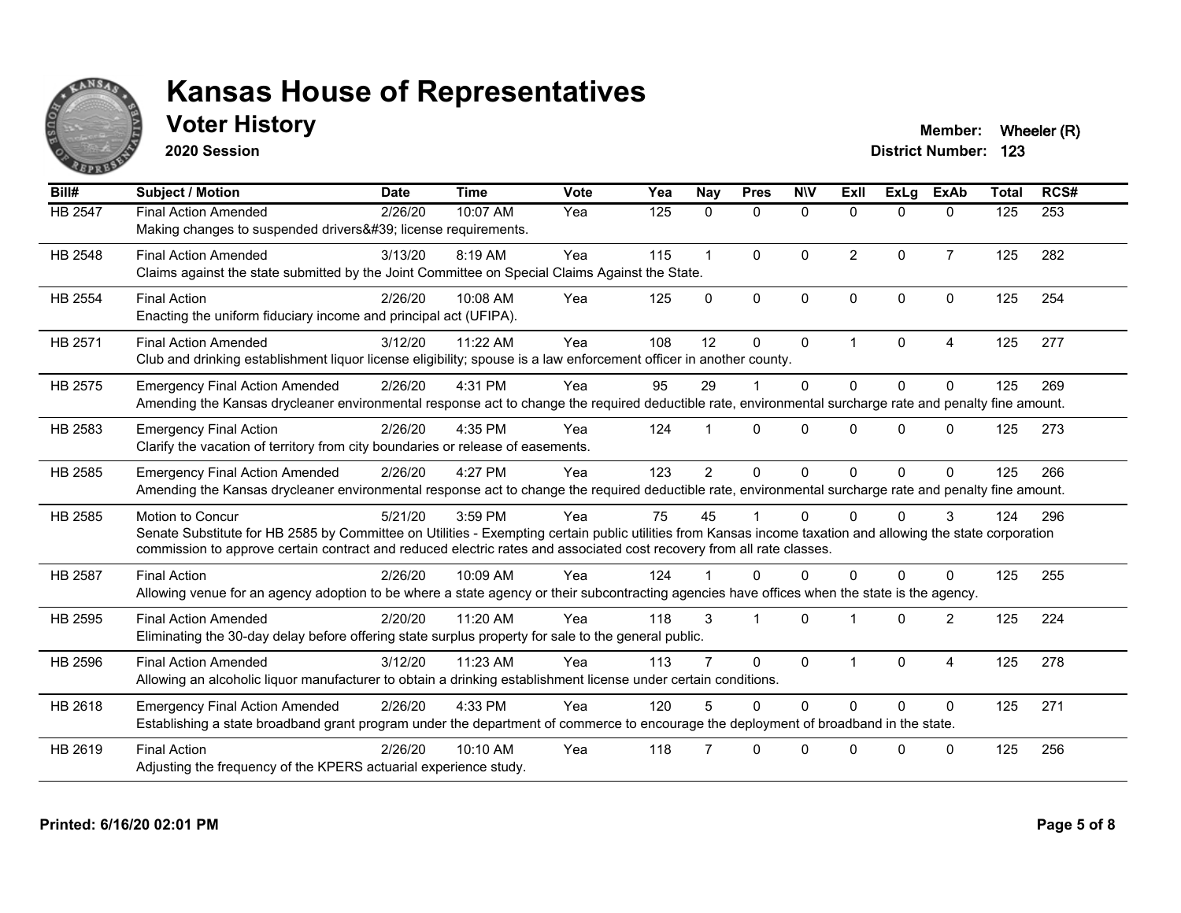# Kansas House of Representatives

## Voter History

**2020 Session**

**Member:** Wheeler (R)
**District Number:** 123

| Bill# | Subject / Motion | Date | Time | Vote | Yea | Nay | Pres | N\V | ExII | ExLg | ExAb | Total | RCS# |
|---|---|---|---|---|---|---|---|---|---|---|---|---|---|
| HB 2547 | Final Action Amended | 2/26/20 | 10:07 AM | Yea | 125 | 0 | 0 | 0 | 0 | 0 | 0 | 125 | 253 |
| | Making changes to suspended drivers&#39; license requirements. | | | | | | | | | | | | |
| HB 2548 | Final Action Amended | 3/13/20 | 8:19 AM | Yea | 115 | 1 | 0 | 0 | 2 | 0 | 7 | 125 | 282 |
| | Claims against the state submitted by the Joint Committee on Special Claims Against the State. | | | | | | | | | | | | |
| HB 2554 | Final Action | 2/26/20 | 10:08 AM | Yea | 125 | 0 | 0 | 0 | 0 | 0 | 0 | 125 | 254 |
| | Enacting the uniform fiduciary income and principal act (UFIPA). | | | | | | | | | | | | |
| HB 2571 | Final Action Amended | 3/12/20 | 11:22 AM | Yea | 108 | 12 | 0 | 0 | 1 | 0 | 4 | 125 | 277 |
| | Club and drinking establishment liquor license eligibility; spouse is a law enforcement officer in another county. | | | | | | | | | | | | |
| HB 2575 | Emergency Final Action Amended | 2/26/20 | 4:31 PM | Yea | 95 | 29 | 1 | 0 | 0 | 0 | 0 | 125 | 269 |
| | Amending the Kansas drycleaner environmental response act to change the required deductible rate, environmental surcharge rate and penalty fine amount. | | | | | | | | | | | | |
| HB 2583 | Emergency Final Action | 2/26/20 | 4:35 PM | Yea | 124 | 1 | 0 | 0 | 0 | 0 | 0 | 125 | 273 |
| | Clarify the vacation of territory from city boundaries or release of easements. | | | | | | | | | | | | |
| HB 2585 | Emergency Final Action Amended | 2/26/20 | 4:27 PM | Yea | 123 | 2 | 0 | 0 | 0 | 0 | 0 | 125 | 266 |
| | Amending the Kansas drycleaner environmental response act to change the required deductible rate, environmental surcharge rate and penalty fine amount. | | | | | | | | | | | | |
| HB 2585 | Motion to Concur | 5/21/20 | 3:59 PM | Yea | 75 | 45 | 1 | 0 | 0 | 0 | 3 | 124 | 296 |
| | Senate Substitute for HB 2585 by Committee on Utilities - Exempting certain public utilities from Kansas income taxation and allowing the state corporation commission to approve certain contract and reduced electric rates and associated cost recovery from all rate classes. | | | | | | | | | | | | |
| HB 2587 | Final Action | 2/26/20 | 10:09 AM | Yea | 124 | 1 | 0 | 0 | 0 | 0 | 0 | 125 | 255 |
| | Allowing venue for an agency adoption to be where a state agency or their subcontracting agencies have offices when the state is the agency. | | | | | | | | | | | | |
| HB 2595 | Final Action Amended | 2/20/20 | 11:20 AM | Yea | 118 | 3 | 1 | 0 | 1 | 0 | 2 | 125 | 224 |
| | Eliminating the 30-day delay before offering state surplus property for sale to the general public. | | | | | | | | | | | | |
| HB 2596 | Final Action Amended | 3/12/20 | 11:23 AM | Yea | 113 | 7 | 0 | 0 | 1 | 0 | 4 | 125 | 278 |
| | Allowing an alcoholic liquor manufacturer to obtain a drinking establishment license under certain conditions. | | | | | | | | | | | | |
| HB 2618 | Emergency Final Action Amended | 2/26/20 | 4:33 PM | Yea | 120 | 5 | 0 | 0 | 0 | 0 | 0 | 125 | 271 |
| | Establishing a state broadband grant program under the department of commerce to encourage the deployment of broadband in the state. | | | | | | | | | | | | |
| HB 2619 | Final Action | 2/26/20 | 10:10 AM | Yea | 118 | 7 | 0 | 0 | 0 | 0 | 0 | 125 | 256 |
| | Adjusting the frequency of the KPERS actuarial experience study. | | | | | | | | | | | | |

Printed: 6/16/20 02:01 PM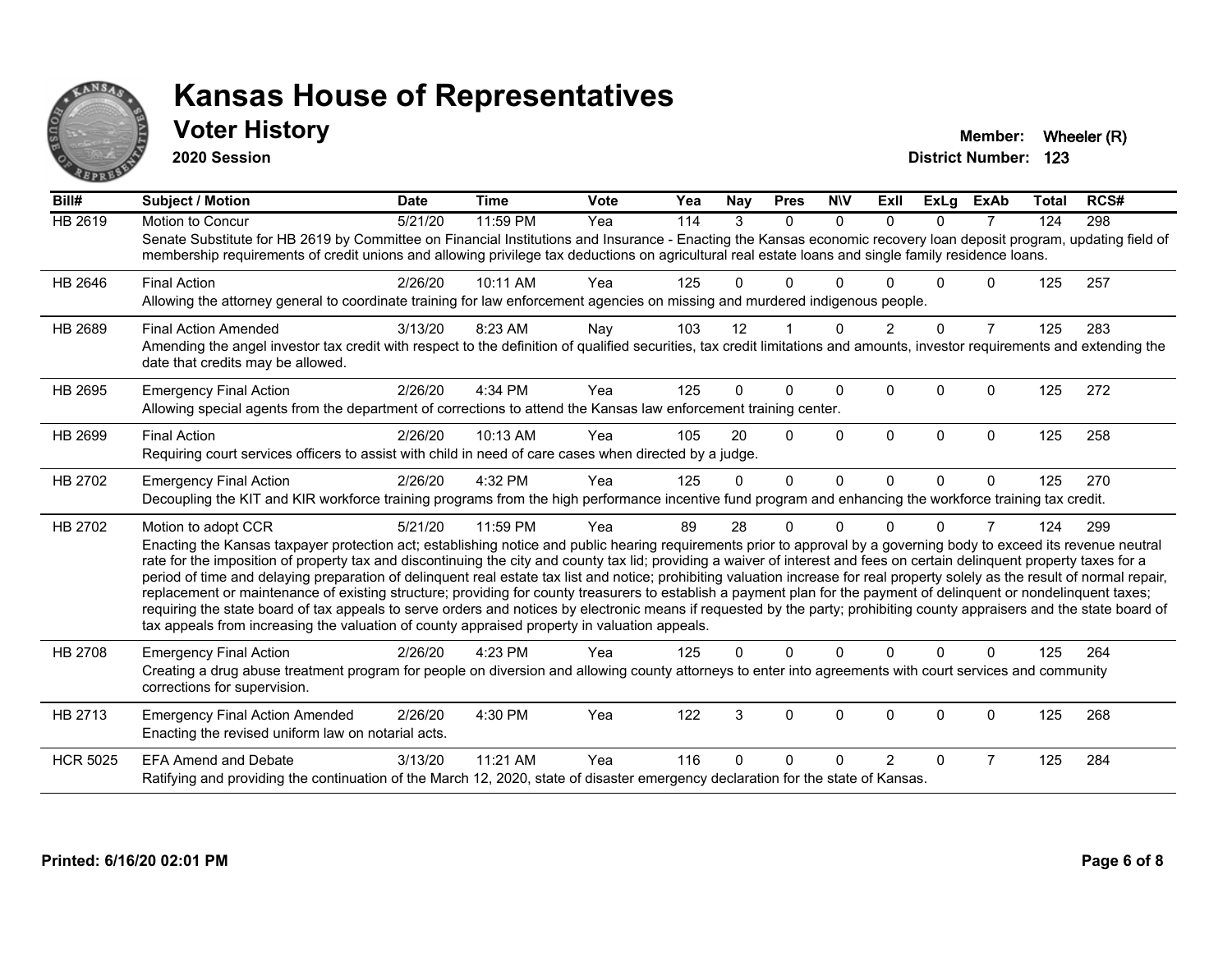# Kansas House of Representatives

## Voter History

**2020 Session**

**Member:** Wheeler (R)
**District Number:** 123

| Bill# | Subject / Motion | Date | Time | Vote | Yea | Nay | Pres | N\V | ExII | ExLg | ExAb | Total | RCS# |
|---|---|---|---|---|---|---|---|---|---|---|---|---|---|
| HB 2619 | Motion to Concur | 5/21/20 | 11:59 PM | Yea | 114 | 3 | 0 | 0 | 0 | 0 | 7 | 124 | 298 |
| | Senate Substitute for HB 2619 by Committee on Financial Institutions and Insurance - Enacting the Kansas economic recovery loan deposit program, updating field of membership requirements of credit unions and allowing privilege tax deductions on agricultural real estate loans and single family residence loans. | | | | | | | | | | | | |
| HB 2646 | Final Action | 2/26/20 | 10:11 AM | Yea | 125 | 0 | 0 | 0 | 0 | 0 | 0 | 125 | 257 |
| | Allowing the attorney general to coordinate training for law enforcement agencies on missing and murdered indigenous people. | | | | | | | | | | | | |
| HB 2689 | Final Action Amended | 3/13/20 | 8:23 AM | Nay | 103 | 12 | 1 | 0 | 2 | 0 | 7 | 125 | 283 |
| | Amending the angel investor tax credit with respect to the definition of qualified securities, tax credit limitations and amounts, investor requirements and extending the date that credits may be allowed. | | | | | | | | | | | | |
| HB 2695 | Emergency Final Action | 2/26/20 | 4:34 PM | Yea | 125 | 0 | 0 | 0 | 0 | 0 | 0 | 125 | 272 |
| | Allowing special agents from the department of corrections to attend the Kansas law enforcement training center. | | | | | | | | | | | | |
| HB 2699 | Final Action | 2/26/20 | 10:13 AM | Yea | 105 | 20 | 0 | 0 | 0 | 0 | 0 | 125 | 258 |
| | Requiring court services officers to assist with child in need of care cases when directed by a judge. | | | | | | | | | | | | |
| HB 2702 | Emergency Final Action | 2/26/20 | 4:32 PM | Yea | 125 | 0 | 0 | 0 | 0 | 0 | 0 | 125 | 270 |
| | Decoupling the KIT and KIR workforce training programs from the high performance incentive fund program and enhancing the workforce training tax credit. | | | | | | | | | | | | |
| HB 2702 | Motion to adopt CCR | 5/21/20 | 11:59 PM | Yea | 89 | 28 | 0 | 0 | 0 | 0 | 7 | 124 | 299 |
| | Enacting the Kansas taxpayer protection act; establishing notice and public hearing requirements prior to approval by a governing body to exceed its revenue neutral rate for the imposition of property tax and discontinuing the city and county tax lid; providing a waiver of interest and fees on certain delinquent property taxes for a period of time and delaying preparation of delinquent real estate tax list and notice; prohibiting valuation increase for real property solely as the result of normal repair, replacement or maintenance of existing structure; providing for county treasurers to establish a payment plan for the payment of delinquent or nondelinquent taxes; requiring the state board of tax appeals to serve orders and notices by electronic means if requested by the party; prohibiting county appraisers and the state board of tax appeals from increasing the valuation of county appraised property in valuation appeals. | | | | | | | | | | | | |
| HB 2708 | Emergency Final Action | 2/26/20 | 4:23 PM | Yea | 125 | 0 | 0 | 0 | 0 | 0 | 0 | 125 | 264 |
| | Creating a drug abuse treatment program for people on diversion and allowing county attorneys to enter into agreements with court services and community corrections for supervision. | | | | | | | | | | | | |
| HB 2713 | Emergency Final Action Amended | 2/26/20 | 4:30 PM | Yea | 122 | 3 | 0 | 0 | 0 | 0 | 0 | 125 | 268 |
| | Enacting the revised uniform law on notarial acts. | | | | | | | | | | | | |
| HCR 5025 | EFA Amend and Debate | 3/13/20 | 11:21 AM | Yea | 116 | 0 | 0 | 0 | 2 | 0 | 7 | 125 | 284 |
| | Ratifying and providing the continuation of the March 12, 2020, state of disaster emergency declaration for the state of Kansas. | | | | | | | | | | | | |

**Printed: 6/16/20 02:01 PM**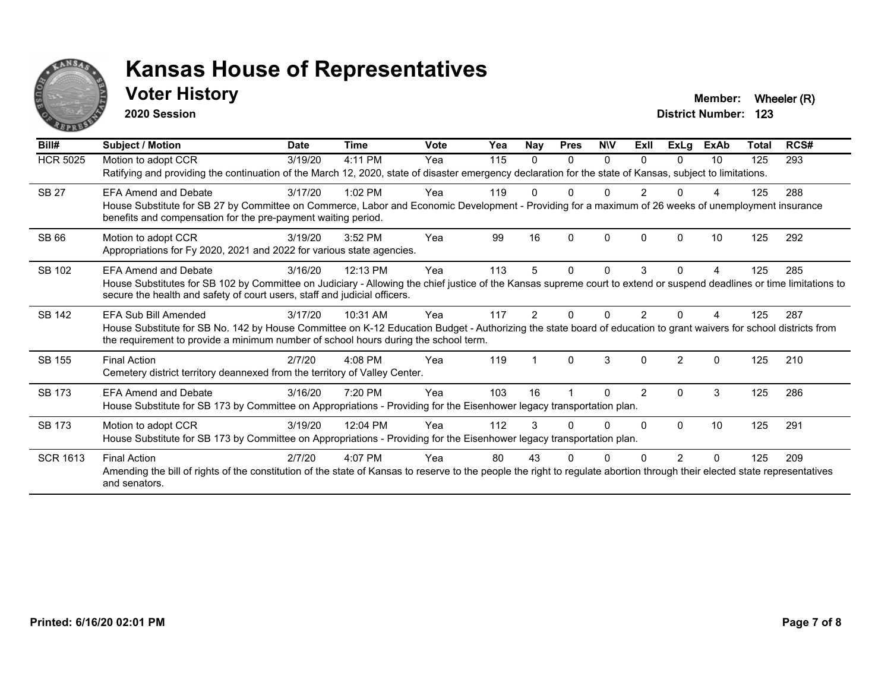# Kansas House of Representatives

## Voter History

**2020 Session**

**Member:** Wheeler (R)
**District Number:** 123

| Bill# | Subject / Motion | Date | Time | Vote | Yea | Nay | Pres | N\V | ExII | ExLg | ExAb | Total | RCS# |
|---|---|---|---|---|---|---|---|---|---|---|---|---|---|
| HCR 5025 | Motion to adopt CCR | 3/19/20 | 4:11 PM | Yea | 115 | 0 | 0 | 0 | 0 | 0 | 10 | 125 | 293 |
| | Ratifying and providing the continuation of the March 12, 2020, state of disaster emergency declaration for the state of Kansas, subject to limitations. | | | | | | | | | | | | |
| SB 27 | EFA Amend and Debate | 3/17/20 | 1:02 PM | Yea | 119 | 0 | 0 | 0 | 2 | 0 | 4 | 125 | 288 |
| | House Substitute for SB 27 by Committee on Commerce, Labor and Economic Development - Providing for a maximum of 26 weeks of unemployment insurance benefits and compensation for the pre-payment waiting period. | | | | | | | | | | | | |
| SB 66 | Motion to adopt CCR | 3/19/20 | 3:52 PM | Yea | 99 | 16 | 0 | 0 | 0 | 0 | 10 | 125 | 292 |
| | Appropriations for Fy 2020, 2021 and 2022 for various state agencies. | | | | | | | | | | | | |
| SB 102 | EFA Amend and Debate | 3/16/20 | 12:13 PM | Yea | 113 | 5 | 0 | 0 | 3 | 0 | 4 | 125 | 285 |
| | House Substitutes for SB 102 by Committee on Judiciary - Allowing the chief justice of the Kansas supreme court to extend or suspend deadlines or time limitations to secure the health and safety of court users, staff and judicial officers. | | | | | | | | | | | | |
| SB 142 | EFA Sub Bill Amended | 3/17/20 | 10:31 AM | Yea | 117 | 2 | 0 | 0 | 2 | 0 | 4 | 125 | 287 |
| | House Substitute for SB No. 142 by House Committee on K-12 Education Budget - Authorizing the state board of education to grant waivers for school districts from the requirement to provide a minimum number of school hours during the school term. | | | | | | | | | | | | |
| SB 155 | Final Action | 2/7/20 | 4:08 PM | Yea | 119 | 1 | 0 | 3 | 0 | 2 | 0 | 125 | 210 |
| | Cemetery district territory deannexed from the territory of Valley Center. | | | | | | | | | | | | |
| SB 173 | EFA Amend and Debate | 3/16/20 | 7:20 PM | Yea | 103 | 16 | 1 | 0 | 2 | 0 | 3 | 125 | 286 |
| | House Substitute for SB 173 by Committee on Appropriations - Providing for the Eisenhower legacy transportation plan. | | | | | | | | | | | | |
| SB 173 | Motion to adopt CCR | 3/19/20 | 12:04 PM | Yea | 112 | 3 | 0 | 0 | 0 | 0 | 10 | 125 | 291 |
| | House Substitute for SB 173 by Committee on Appropriations - Providing for the Eisenhower legacy transportation plan. | | | | | | | | | | | | |
| SCR 1613 | Final Action | 2/7/20 | 4:07 PM | Yea | 80 | 43 | 0 | 0 | 0 | 2 | 0 | 125 | 209 |
| | Amending the bill of rights of the constitution of the state of Kansas to reserve to the people the right to regulate abortion through their elected state representatives and senators. | | | | | | | | | | | | |

**Printed: 6/16/20 02:01 PM**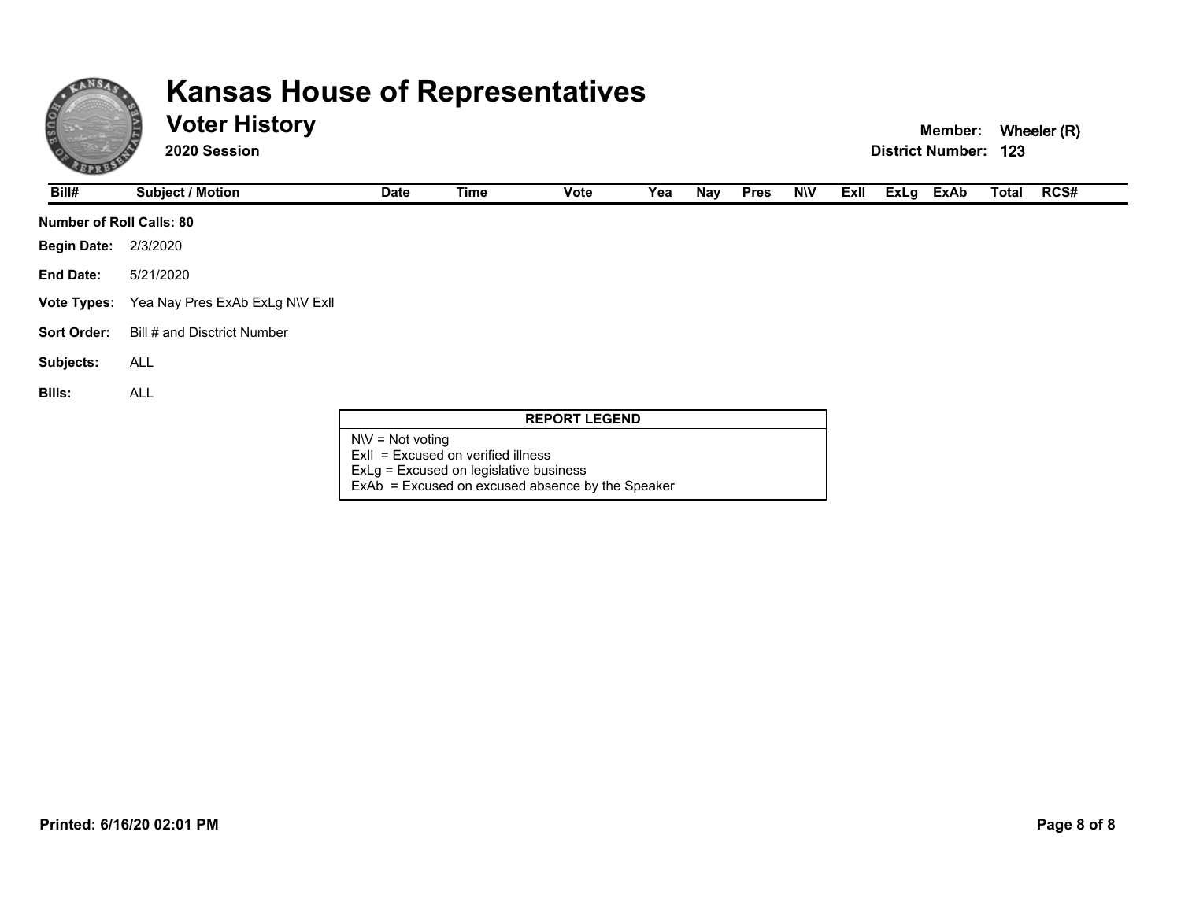# Kansas House of Representatives

## Voter History

**2020 Session**

**Member:** Wheeler (R)
**District Number:** 123

| Bill# | Subject / Motion | Date | Time | Vote | Yea | Nay | Pres | N\V | ExIl | ExLg | ExAb | Total | RCS# |
|---|---|---|---|---|---|---|---|---|---|---|---|---|---|

**Number of Roll Calls: 80**

**Begin Date:** 2/3/2020

**End Date:** 5/21/2020

**Vote Types:** Yea Nay Pres ExAb ExLg N\V ExIl

**Sort Order:** Bill # and Disctrict Number

**Subjects:** ALL

**Bills:** ALL

| REPORT LEGEND |
|---|
| N\V = Not voting |
| ExIl = Excused on verified illness |
| ExLg = Excused on legislative business |
| ExAb = Excused on excused absence by the Speaker |

Printed: 6/16/20 02:01 PM